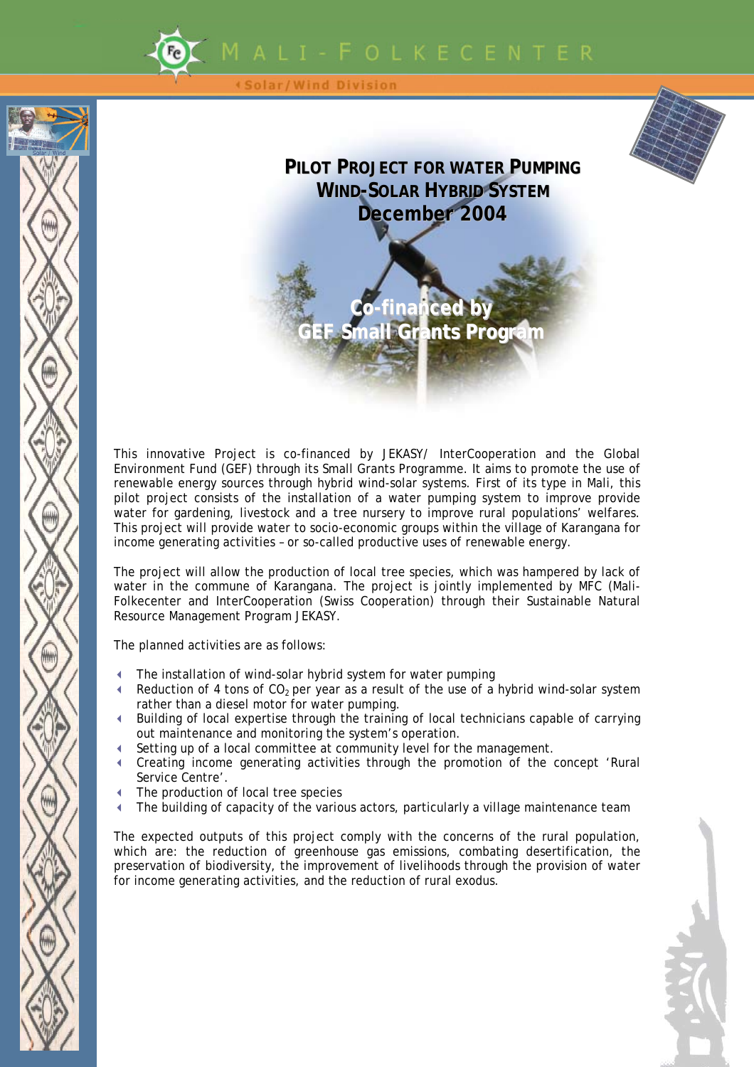MALI-FOLKECENTER

Solar/Wind Division

# PILOT PROJECT FOR WATER PUMPING WIND-SOLAR HYBRID SYSTEM December 2004

**Co-financed by GEF Small Grants Program**

This innovative Project is co-financed by JEKASY/ InterCooperation and the Global Environment Fund (GEF) through its Small Grants Programme. It aims to promote the use of renewable energy sources through hybrid wind-solar systems. First of its type in Mali, this pilot project consists of the installation of a water pumping system to improve provide water for gardening, livestock and a tree nursery to improve rural populations' welfares. This project will provide water to socio-economic groups within the village of Karangana for income generating activities – or so-called productive uses of renewable energy.

The project will allow the production of local tree species, which was hampered by lack of water in the commune of Karangana. The project is jointly implemented by MFC (Mali-Folkecenter and InterCooperation (Swiss Cooperation) through their Sustainable Natural Resource Management Program JEKASY.

The planned activities are as follows:

- The installation of wind-solar hybrid system for water pumping
- Reduction of 4 tons of $CO_2$ per year as a result of the use of a hybrid wind-solar system rather than a diesel motor for water pumping.
- Building of local expertise through the training of local technicians capable of carrying out maintenance and monitoring the system's operation.
- Setting up of a local committee at community level for the management.
- Creating income generating activities through the promotion of the concept 'Rural Service Centre'.
- The production of local tree species
- The building of capacity of the various actors, particularly a village maintenance team

The expected outputs of this project comply with the concerns of the rural population, which are: the reduction of greenhouse gas emissions, combating desertification, the preservation of biodiversity, the improvement of livelihoods through the provision of water for income generating activities, and the reduction of rural exodus.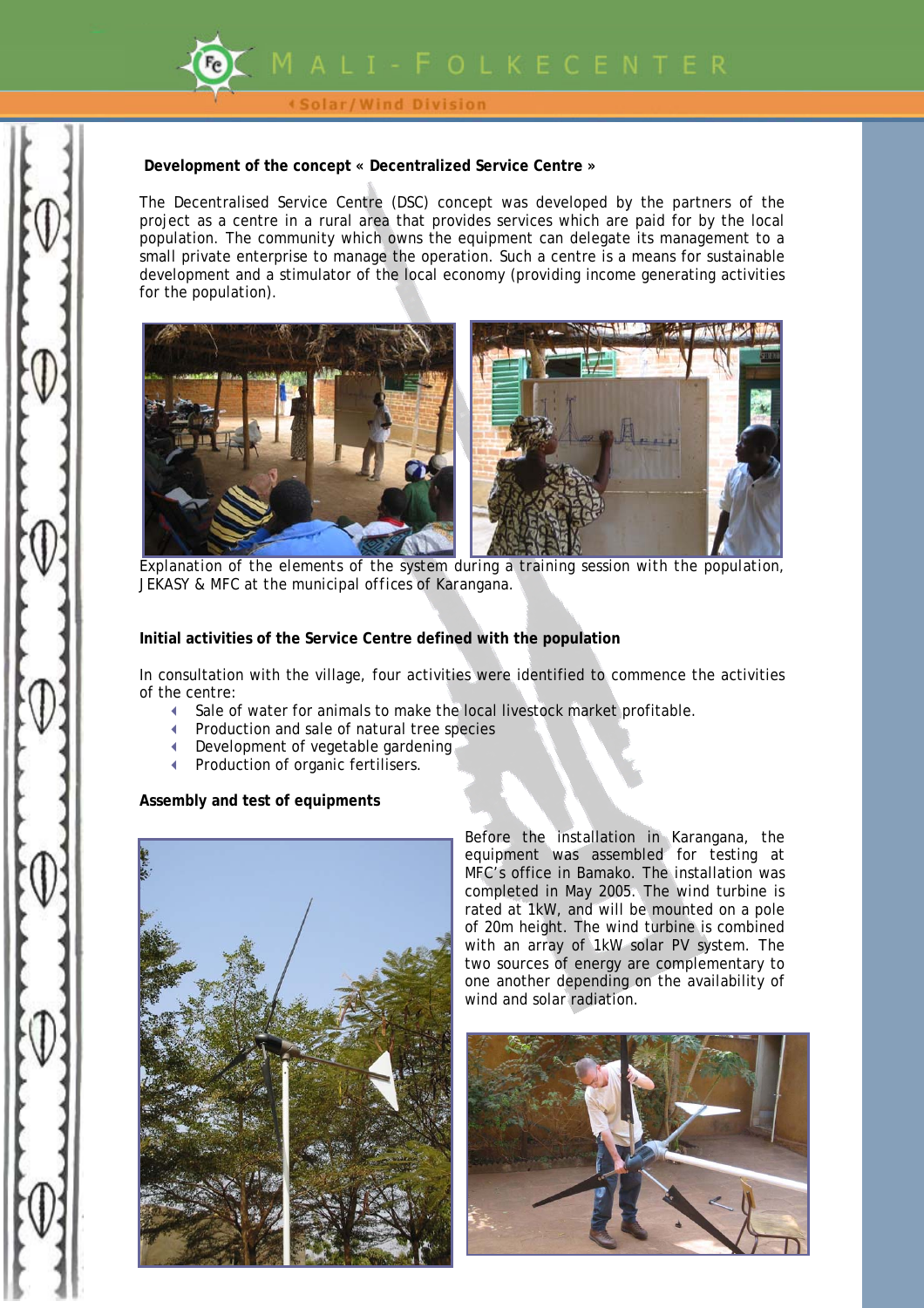**Development of the concept « Decentralized Service Centre »**

The Decentralised Service Centre (DSC) concept was developed by the partners of the project as a centre in a rural area that provides services which are paid for by the local population. The community which owns the equipment can delegate its management to a small private enterprise to manage the operation. Such a centre is a means for sustainable development and a stimulator of the local economy (providing income generating activities for the population).

*Explanation of the elements of the system during a training session with the population, JEKASY & MFC at the municipal offices of Karangana.*

**Initial activities of the Service Centre defined with the population**

In consultation with the village, four activities were identified to commence the activities of the centre:

- Sale of water for animals to make the local livestock market profitable.
- Production and sale of natural tree species
- Development of vegetable gardening
- Production of organic fertilisers.

**Assembly and test of equipments**

Before the installation in Karangana, the equipment was assembled for testing at MFC's office in Bamako. The installation was completed in May 2005. The wind turbine is rated at 1kW, and will be mounted on a pole of 20m height. The wind turbine is combined with an array of 1kW solar PV system. The two sources of energy are complementary to one another depending on the availability of wind and solar radiation.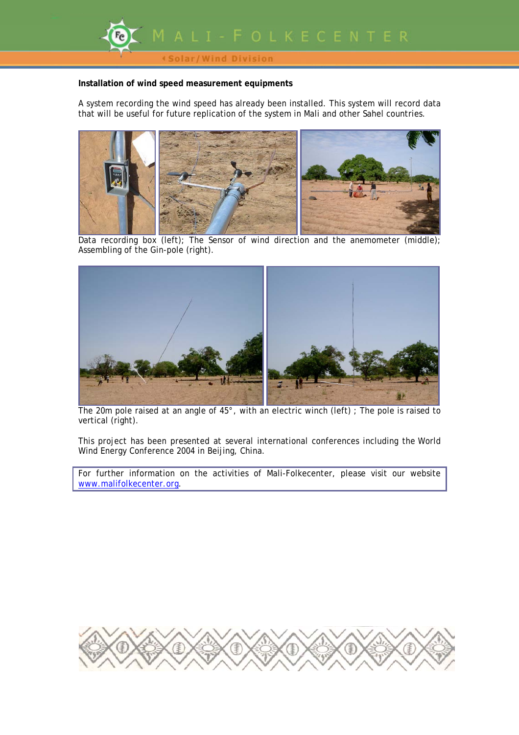**Installation of wind speed measurement equipments**

A system recording the wind speed has already been installed. This system will record data that will be useful for future replication of the system in Mali and other Sahel countries.

Data recording box (left); The Sensor of wind direction and the anemometer (middle); Assembling of the Gin-pole (right).

The 20m pole raised at an angle of 45°, with an electric winch (left) ; The pole is raised to vertical (right).

This project has been presented at several international conferences including the World Wind Energy Conference 2004 in Beijing, China.

For further information on the activities of Mali-Folkecenter, please visit our website www.malifolkecenter.org.